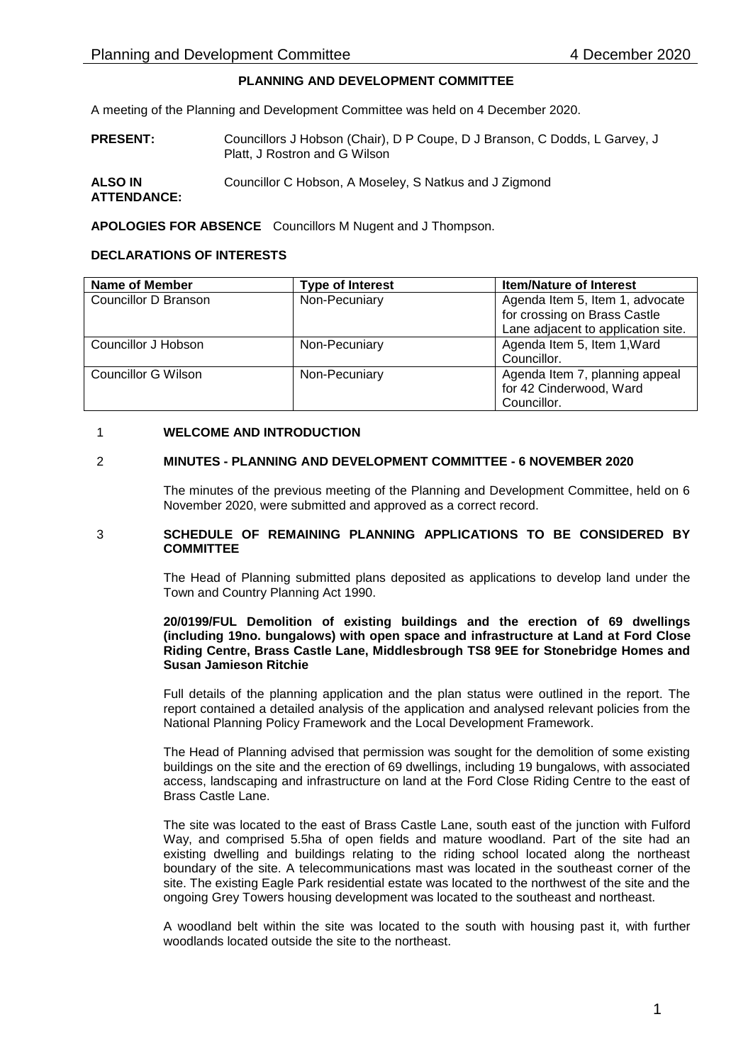**PLANNING AND DEVELOPMENT COMMITTEE**

A meeting of the Planning and Development Committee was held on 4 December 2020.

**PRESENT:** Councillors J Hobson (Chair), D P Coupe, D J Branson, C Dodds, L Garvey, J Platt, J Rostron and G Wilson

**ALSO IN ATTENDANCE:** Councillor C Hobson, A Moseley, S Natkus and J Zigmond

**APOLOGIES FOR ABSENCE** Councillors M Nugent and J Thompson.

**DECLARATIONS OF INTERESTS**

| Name of Member | Type of Interest | Item/Nature of Interest |
|---|---|---|
| Councillor D Branson | Non-Pecuniary | Agenda Item 5, Item 1, advocate for crossing on Brass Castle Lane adjacent to application site. |
| Councillor J Hobson | Non-Pecuniary | Agenda Item 5, Item 1,Ward Councillor. |
| Councillor G Wilson | Non-Pecuniary | Agenda Item 7, planning appeal for 42 Cinderwood, Ward Councillor. |

## 1 WELCOME AND INTRODUCTION

## 2 MINUTES - PLANNING AND DEVELOPMENT COMMITTEE - 6 NOVEMBER 2020

The minutes of the previous meeting of the Planning and Development Committee, held on 6 November 2020, were submitted and approved as a correct record.

## 3 SCHEDULE OF REMAINING PLANNING APPLICATIONS TO BE CONSIDERED BY COMMITTEE

The Head of Planning submitted plans deposited as applications to develop land under the Town and Country Planning Act 1990.

**20/0199/FUL Demolition of existing buildings and the erection of 69 dwellings (including 19no. bungalows) with open space and infrastructure at Land at Ford Close Riding Centre, Brass Castle Lane, Middlesbrough TS8 9EE for Stonebridge Homes and Susan Jamieson Ritchie**

Full details of the planning application and the plan status were outlined in the report. The report contained a detailed analysis of the application and analysed relevant policies from the National Planning Policy Framework and the Local Development Framework.

The Head of Planning advised that permission was sought for the demolition of some existing buildings on the site and the erection of 69 dwellings, including 19 bungalows, with associated access, landscaping and infrastructure on land at the Ford Close Riding Centre to the east of Brass Castle Lane.

The site was located to the east of Brass Castle Lane, south east of the junction with Fulford Way, and comprised 5.5ha of open fields and mature woodland. Part of the site had an existing dwelling and buildings relating to the riding school located along the northeast boundary of the site. A telecommunications mast was located in the southeast corner of the site. The existing Eagle Park residential estate was located to the northwest of the site and the ongoing Grey Towers housing development was located to the southeast and northeast.

A woodland belt within the site was located to the south with housing past it, with further woodlands located outside the site to the northeast.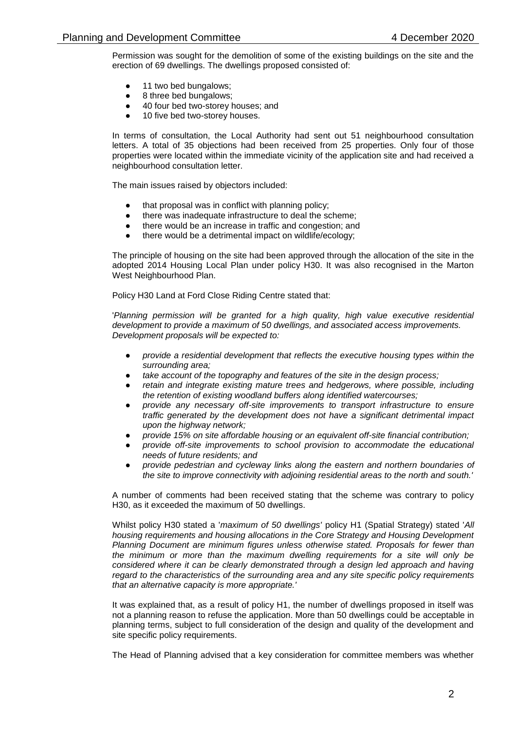Permission was sought for the demolition of some of the existing buildings on the site and the erection of 69 dwellings. The dwellings proposed consisted of:

- 11 two bed bungalows;
- 8 three bed bungalows;
- 40 four bed two-storey houses; and
- 10 five bed two-storey houses.

In terms of consultation, the Local Authority had sent out 51 neighbourhood consultation letters. A total of 35 objections had been received from 25 properties. Only four of those properties were located within the immediate vicinity of the application site and had received a neighbourhood consultation letter.

The main issues raised by objectors included:

- that proposal was in conflict with planning policy;
- there was inadequate infrastructure to deal the scheme;
- there would be an increase in traffic and congestion; and
- there would be a detrimental impact on wildlife/ecology;

The principle of housing on the site had been approved through the allocation of the site in the adopted 2014 Housing Local Plan under policy H30. It was also recognised in the Marton West Neighbourhood Plan.

Policy H30 Land at Ford Close Riding Centre stated that:

'*Planning permission will be granted for a high quality, high value executive residential development to provide a maximum of 50 dwellings, and associated access improvements. Development proposals will be expected to:*

- *provide a residential development that reflects the executive housing types within the surrounding area;*
- *take account of the topography and features of the site in the design process;*
- *retain and integrate existing mature trees and hedgerows, where possible, including the retention of existing woodland buffers along identified watercourses;*
- *provide any necessary off-site improvements to transport infrastructure to ensure traffic generated by the development does not have a significant detrimental impact upon the highway network;*
- *provide 15% on site affordable housing or an equivalent off-site financial contribution;*
- *provide off-site improvements to school provision to accommodate the educational needs of future residents; and*
- *provide pedestrian and cycleway links along the eastern and northern boundaries of the site to improve connectivity with adjoining residential areas to the north and south.*'

A number of comments had been received stating that the scheme was contrary to policy H30, as it exceeded the maximum of 50 dwellings.

Whilst policy H30 stated a '*maximum of 50 dwellings*' policy H1 (Spatial Strategy) stated '*All housing requirements and housing allocations in the Core Strategy and Housing Development Planning Document are minimum figures unless otherwise stated. Proposals for fewer than the minimum or more than the maximum dwelling requirements for a site will only be considered where it can be clearly demonstrated through a design led approach and having regard to the characteristics of the surrounding area and any site specific policy requirements that an alternative capacity is more appropriate.*'

It was explained that, as a result of policy H1, the number of dwellings proposed in itself was not a planning reason to refuse the application. More than 50 dwellings could be acceptable in planning terms, subject to full consideration of the design and quality of the development and site specific policy requirements.

The Head of Planning advised that a key consideration for committee members was whether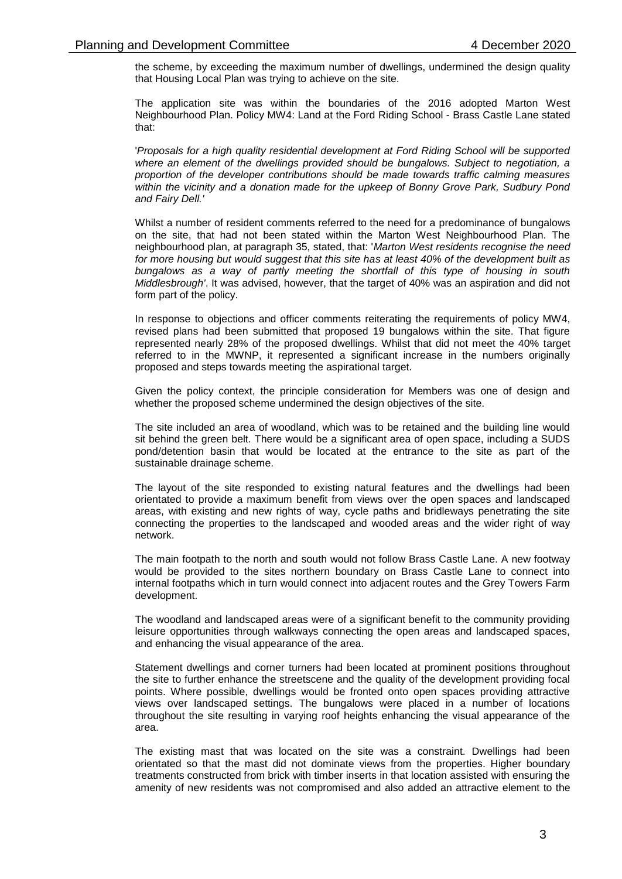the scheme, by exceeding the maximum number of dwellings, undermined the design quality that Housing Local Plan was trying to achieve on the site.

The application site was within the boundaries of the 2016 adopted Marton West Neighbourhood Plan. Policy MW4: Land at the Ford Riding School - Brass Castle Lane stated that:

'*Proposals for a high quality residential development at Ford Riding School will be supported where an element of the dwellings provided should be bungalows. Subject to negotiation, a proportion of the developer contributions should be made towards traffic calming measures within the vicinity and a donation made for the upkeep of Bonny Grove Park, Sudbury Pond and Fairy Dell.*'

Whilst a number of resident comments referred to the need for a predominance of bungalows on the site, that had not been stated within the Marton West Neighbourhood Plan. The neighbourhood plan, at paragraph 35, stated, that: '*Marton West residents recognise the need for more housing but would suggest that this site has at least 40% of the development built as bungalows as a way of partly meeting the shortfall of this type of housing in south Middlesbrough'*. It was advised, however, that the target of 40% was an aspiration and did not form part of the policy.

In response to objections and officer comments reiterating the requirements of policy MW4, revised plans had been submitted that proposed 19 bungalows within the site. That figure represented nearly 28% of the proposed dwellings. Whilst that did not meet the 40% target referred to in the MWNP, it represented a significant increase in the numbers originally proposed and steps towards meeting the aspirational target.

Given the policy context, the principle consideration for Members was one of design and whether the proposed scheme undermined the design objectives of the site.

The site included an area of woodland, which was to be retained and the building line would sit behind the green belt. There would be a significant area of open space, including a SUDS pond/detention basin that would be located at the entrance to the site as part of the sustainable drainage scheme.

The layout of the site responded to existing natural features and the dwellings had been orientated to provide a maximum benefit from views over the open spaces and landscaped areas, with existing and new rights of way, cycle paths and bridleways penetrating the site connecting the properties to the landscaped and wooded areas and the wider right of way network.

The main footpath to the north and south would not follow Brass Castle Lane. A new footway would be provided to the sites northern boundary on Brass Castle Lane to connect into internal footpaths which in turn would connect into adjacent routes and the Grey Towers Farm development.

The woodland and landscaped areas were of a significant benefit to the community providing leisure opportunities through walkways connecting the open areas and landscaped spaces, and enhancing the visual appearance of the area.

Statement dwellings and corner turners had been located at prominent positions throughout the site to further enhance the streetscene and the quality of the development providing focal points. Where possible, dwellings would be fronted onto open spaces providing attractive views over landscaped settings. The bungalows were placed in a number of locations throughout the site resulting in varying roof heights enhancing the visual appearance of the area.

The existing mast that was located on the site was a constraint. Dwellings had been orientated so that the mast did not dominate views from the properties. Higher boundary treatments constructed from brick with timber inserts in that location assisted with ensuring the amenity of new residents was not compromised and also added an attractive element to the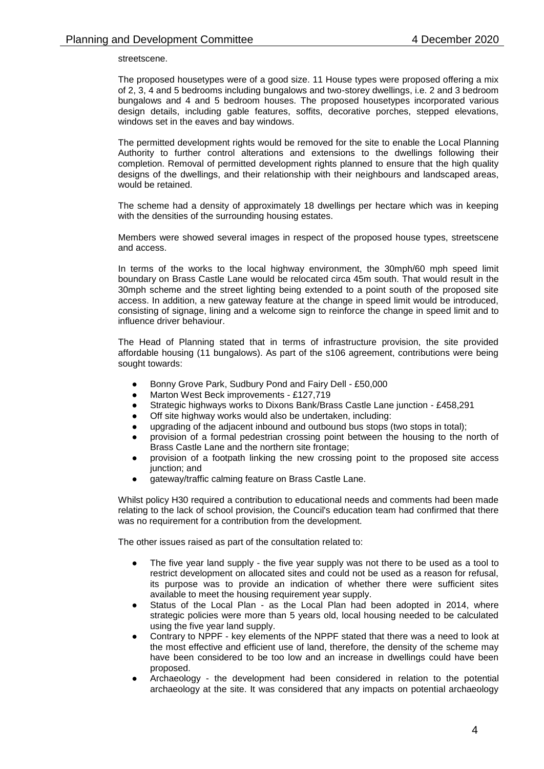streetscene.

The proposed housetypes were of a good size. 11 House types were proposed offering a mix of 2, 3, 4 and 5 bedrooms including bungalows and two-storey dwellings, i.e. 2 and 3 bedroom bungalows and 4 and 5 bedroom houses. The proposed housetypes incorporated various design details, including gable features, soffits, decorative porches, stepped elevations, windows set in the eaves and bay windows.

The permitted development rights would be removed for the site to enable the Local Planning Authority to further control alterations and extensions to the dwellings following their completion. Removal of permitted development rights planned to ensure that the high quality designs of the dwellings, and their relationship with their neighbours and landscaped areas, would be retained.

The scheme had a density of approximately 18 dwellings per hectare which was in keeping with the densities of the surrounding housing estates.

Members were showed several images in respect of the proposed house types, streetscene and access.

In terms of the works to the local highway environment, the 30mph/60 mph speed limit boundary on Brass Castle Lane would be relocated circa 45m south. That would result in the 30mph scheme and the street lighting being extended to a point south of the proposed site access. In addition, a new gateway feature at the change in speed limit would be introduced, consisting of signage, lining and a welcome sign to reinforce the change in speed limit and to influence driver behaviour.

The Head of Planning stated that in terms of infrastructure provision, the site provided affordable housing (11 bungalows). As part of the s106 agreement, contributions were being sought towards:

- Bonny Grove Park, Sudbury Pond and Fairy Dell - £50,000
- Marton West Beck improvements - £127,719
- Strategic highways works to Dixons Bank/Brass Castle Lane junction - £458,291
- Off site highway works would also be undertaken, including:
- upgrading of the adjacent inbound and outbound bus stops (two stops in total);
- provision of a formal pedestrian crossing point between the housing to the north of Brass Castle Lane and the northern site frontage;
- provision of a footpath linking the new crossing point to the proposed site access junction; and
- gateway/traffic calming feature on Brass Castle Lane.

Whilst policy H30 required a contribution to educational needs and comments had been made relating to the lack of school provision, the Council's education team had confirmed that there was no requirement for a contribution from the development.

The other issues raised as part of the consultation related to:

- The five year land supply - the five year supply was not there to be used as a tool to restrict development on allocated sites and could not be used as a reason for refusal, its purpose was to provide an indication of whether there were sufficient sites available to meet the housing requirement year supply.
- Status of the Local Plan - as the Local Plan had been adopted in 2014, where strategic policies were more than 5 years old, local housing needed to be calculated using the five year land supply.
- Contrary to NPPF - key elements of the NPPF stated that there was a need to look at the most effective and efficient use of land, therefore, the density of the scheme may have been considered to be too low and an increase in dwellings could have been proposed.
- Archaeology - the development had been considered in relation to the potential archaeology at the site. It was considered that any impacts on potential archaeology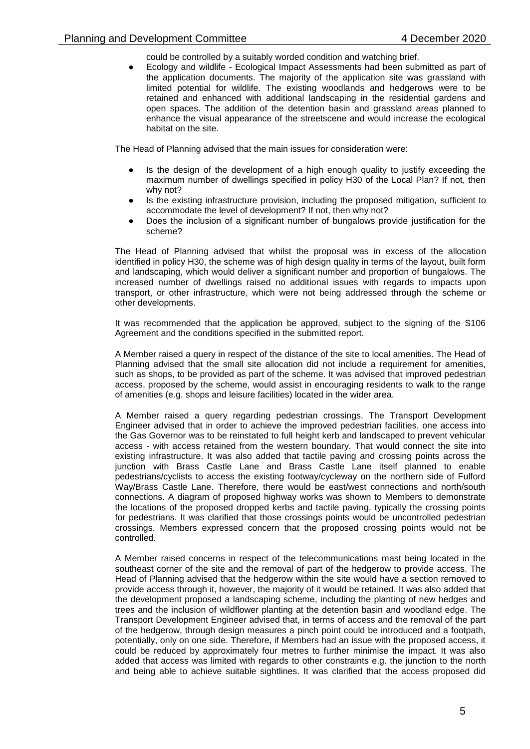could be controlled by a suitably worded condition and watching brief.

- Ecology and wildlife - Ecological Impact Assessments had been submitted as part of the application documents. The majority of the application site was grassland with limited potential for wildlife. The existing woodlands and hedgerows were to be retained and enhanced with additional landscaping in the residential gardens and open spaces. The addition of the detention basin and grassland areas planned to enhance the visual appearance of the streetscene and would increase the ecological habitat on the site.

The Head of Planning advised that the main issues for consideration were:

- Is the design of the development of a high enough quality to justify exceeding the maximum number of dwellings specified in policy H30 of the Local Plan? If not, then why not?
- Is the existing infrastructure provision, including the proposed mitigation, sufficient to accommodate the level of development? If not, then why not?
- Does the inclusion of a significant number of bungalows provide justification for the scheme?

The Head of Planning advised that whilst the proposal was in excess of the allocation identified in policy H30, the scheme was of high design quality in terms of the layout, built form and landscaping, which would deliver a significant number and proportion of bungalows. The increased number of dwellings raised no additional issues with regards to impacts upon transport, or other infrastructure, which were not being addressed through the scheme or other developments.

It was recommended that the application be approved, subject to the signing of the S106 Agreement and the conditions specified in the submitted report.

A Member raised a query in respect of the distance of the site to local amenities. The Head of Planning advised that the small site allocation did not include a requirement for amenities, such as shops, to be provided as part of the scheme. It was advised that improved pedestrian access, proposed by the scheme, would assist in encouraging residents to walk to the range of amenities (e.g. shops and leisure facilities) located in the wider area.

A Member raised a query regarding pedestrian crossings. The Transport Development Engineer advised that in order to achieve the improved pedestrian facilities, one access into the Gas Governor was to be reinstated to full height kerb and landscaped to prevent vehicular access - with access retained from the western boundary. That would connect the site into existing infrastructure. It was also added that tactile paving and crossing points across the junction with Brass Castle Lane and Brass Castle Lane itself planned to enable pedestrians/cyclists to access the existing footway/cycleway on the northern side of Fulford Way/Brass Castle Lane. Therefore, there would be east/west connections and north/south connections. A diagram of proposed highway works was shown to Members to demonstrate the locations of the proposed dropped kerbs and tactile paving, typically the crossing points for pedestrians. It was clarified that those crossings points would be uncontrolled pedestrian crossings. Members expressed concern that the proposed crossing points would not be controlled.

A Member raised concerns in respect of the telecommunications mast being located in the southeast corner of the site and the removal of part of the hedgerow to provide access. The Head of Planning advised that the hedgerow within the site would have a section removed to provide access through it, however, the majority of it would be retained. It was also added that the development proposed a landscaping scheme, including the planting of new hedges and trees and the inclusion of wildflower planting at the detention basin and woodland edge. The Transport Development Engineer advised that, in terms of access and the removal of the part of the hedgerow, through design measures a pinch point could be introduced and a footpath, potentially, only on one side. Therefore, if Members had an issue with the proposed access, it could be reduced by approximately four metres to further minimise the impact. It was also added that access was limited with regards to other constraints e.g. the junction to the north and being able to achieve suitable sightlines. It was clarified that the access proposed did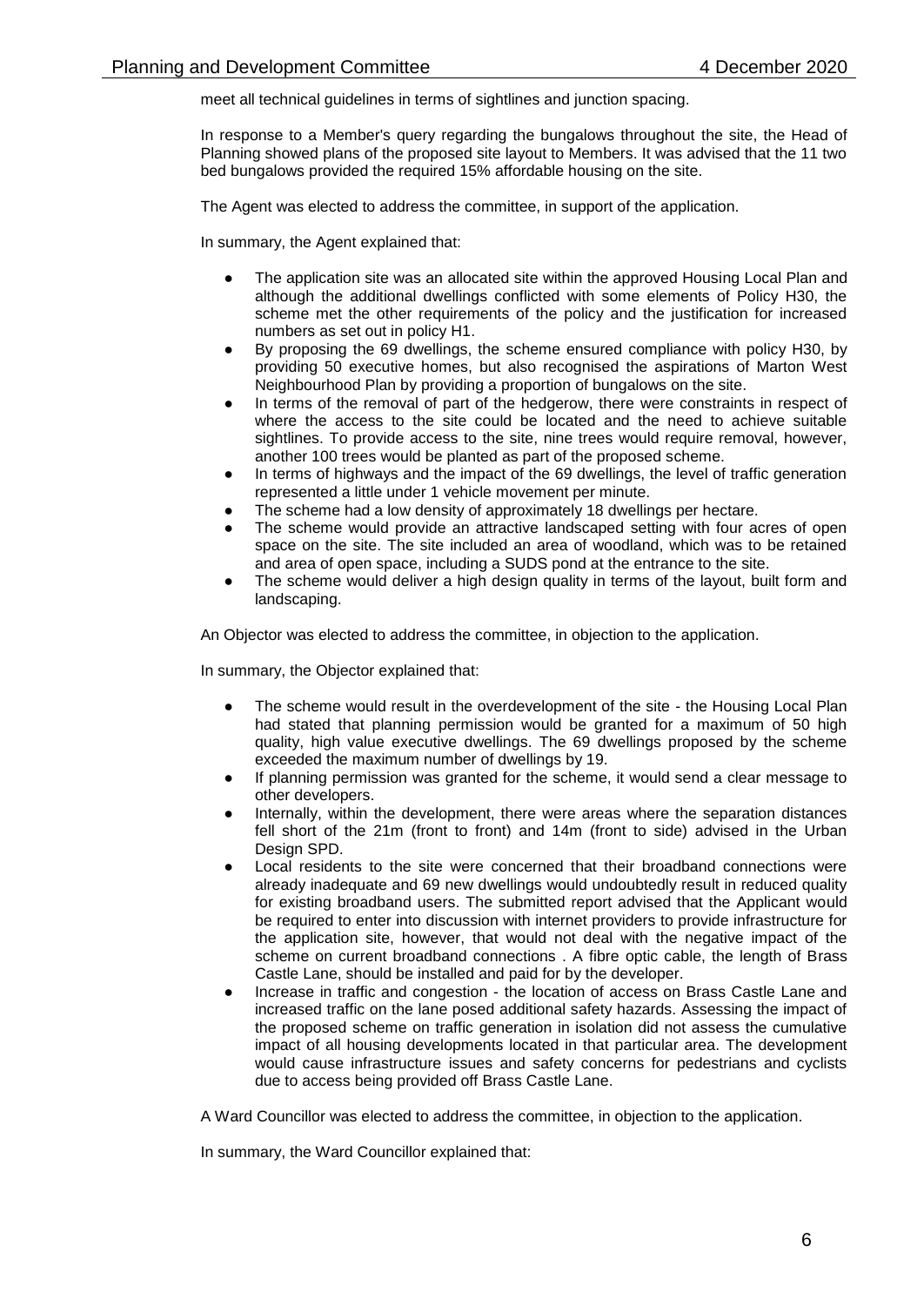meet all technical guidelines in terms of sightlines and junction spacing.

In response to a Member's query regarding the bungalows throughout the site, the Head of Planning showed plans of the proposed site layout to Members. It was advised that the 11 two bed bungalows provided the required 15% affordable housing on the site.

The Agent was elected to address the committee, in support of the application.

In summary, the Agent explained that:

- The application site was an allocated site within the approved Housing Local Plan and although the additional dwellings conflicted with some elements of Policy H30, the scheme met the other requirements of the policy and the justification for increased numbers as set out in policy H1.
- By proposing the 69 dwellings, the scheme ensured compliance with policy H30, by providing 50 executive homes, but also recognised the aspirations of Marton West Neighbourhood Plan by providing a proportion of bungalows on the site.
- In terms of the removal of part of the hedgerow, there were constraints in respect of where the access to the site could be located and the need to achieve suitable sightlines. To provide access to the site, nine trees would require removal, however, another 100 trees would be planted as part of the proposed scheme.
- In terms of highways and the impact of the 69 dwellings, the level of traffic generation represented a little under 1 vehicle movement per minute.
- The scheme had a low density of approximately 18 dwellings per hectare.
- The scheme would provide an attractive landscaped setting with four acres of open space on the site. The site included an area of woodland, which was to be retained and area of open space, including a SUDS pond at the entrance to the site.
- The scheme would deliver a high design quality in terms of the layout, built form and landscaping.

An Objector was elected to address the committee, in objection to the application.

In summary, the Objector explained that:

- The scheme would result in the overdevelopment of the site - the Housing Local Plan had stated that planning permission would be granted for a maximum of 50 high quality, high value executive dwellings. The 69 dwellings proposed by the scheme exceeded the maximum number of dwellings by 19.
- If planning permission was granted for the scheme, it would send a clear message to other developers.
- Internally, within the development, there were areas where the separation distances fell short of the 21m (front to front) and 14m (front to side) advised in the Urban Design SPD.
- Local residents to the site were concerned that their broadband connections were already inadequate and 69 new dwellings would undoubtedly result in reduced quality for existing broadband users. The submitted report advised that the Applicant would be required to enter into discussion with internet providers to provide infrastructure for the application site, however, that would not deal with the negative impact of the scheme on current broadband connections . A fibre optic cable, the length of Brass Castle Lane, should be installed and paid for by the developer.
- Increase in traffic and congestion - the location of access on Brass Castle Lane and increased traffic on the lane posed additional safety hazards. Assessing the impact of the proposed scheme on traffic generation in isolation did not assess the cumulative impact of all housing developments located in that particular area. The development would cause infrastructure issues and safety concerns for pedestrians and cyclists due to access being provided off Brass Castle Lane.

A Ward Councillor was elected to address the committee, in objection to the application.

In summary, the Ward Councillor explained that: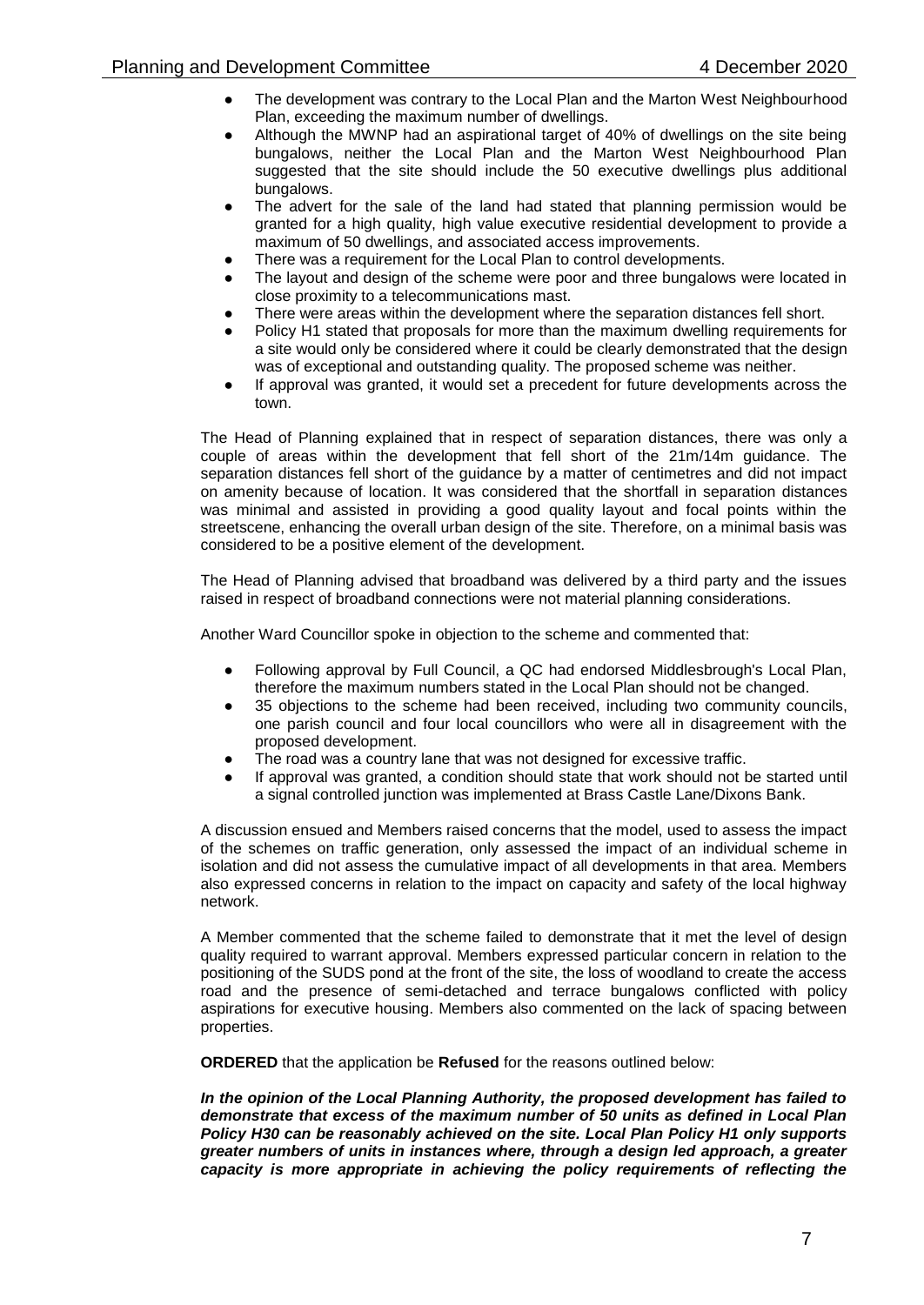- The development was contrary to the Local Plan and the Marton West Neighbourhood Plan, exceeding the maximum number of dwellings.
- Although the MWNP had an aspirational target of 40% of dwellings on the site being bungalows, neither the Local Plan and the Marton West Neighbourhood Plan suggested that the site should include the 50 executive dwellings plus additional bungalows.
- The advert for the sale of the land had stated that planning permission would be granted for a high quality, high value executive residential development to provide a maximum of 50 dwellings, and associated access improvements.
- There was a requirement for the Local Plan to control developments.
- The layout and design of the scheme were poor and three bungalows were located in close proximity to a telecommunications mast.
- There were areas within the development where the separation distances fell short.
- Policy H1 stated that proposals for more than the maximum dwelling requirements for a site would only be considered where it could be clearly demonstrated that the design was of exceptional and outstanding quality. The proposed scheme was neither.
- If approval was granted, it would set a precedent for future developments across the town.

The Head of Planning explained that in respect of separation distances, there was only a couple of areas within the development that fell short of the 21m/14m guidance. The separation distances fell short of the guidance by a matter of centimetres and did not impact on amenity because of location. It was considered that the shortfall in separation distances was minimal and assisted in providing a good quality layout and focal points within the streetscene, enhancing the overall urban design of the site. Therefore, on a minimal basis was considered to be a positive element of the development.

The Head of Planning advised that broadband was delivered by a third party and the issues raised in respect of broadband connections were not material planning considerations.

Another Ward Councillor spoke in objection to the scheme and commented that:

- Following approval by Full Council, a QC had endorsed Middlesbrough's Local Plan, therefore the maximum numbers stated in the Local Plan should not be changed.
- 35 objections to the scheme had been received, including two community councils, one parish council and four local councillors who were all in disagreement with the proposed development.
- The road was a country lane that was not designed for excessive traffic.
- If approval was granted, a condition should state that work should not be started until a signal controlled junction was implemented at Brass Castle Lane/Dixons Bank.

A discussion ensued and Members raised concerns that the model, used to assess the impact of the schemes on traffic generation, only assessed the impact of an individual scheme in isolation and did not assess the cumulative impact of all developments in that area. Members also expressed concerns in relation to the impact on capacity and safety of the local highway network.

A Member commented that the scheme failed to demonstrate that it met the level of design quality required to warrant approval. Members expressed particular concern in relation to the positioning of the SUDS pond at the front of the site, the loss of woodland to create the access road and the presence of semi-detached and terrace bungalows conflicted with policy aspirations for executive housing. Members also commented on the lack of spacing between properties.

**ORDERED** that the application be **Refused** for the reasons outlined below:

***In the opinion of the Local Planning Authority, the proposed development has failed to demonstrate that excess of the maximum number of 50 units as defined in Local Plan Policy H30 can be reasonably achieved on the site. Local Plan Policy H1 only supports greater numbers of units in instances where, through a design led approach, a greater capacity is more appropriate in achieving the policy requirements of reflecting the***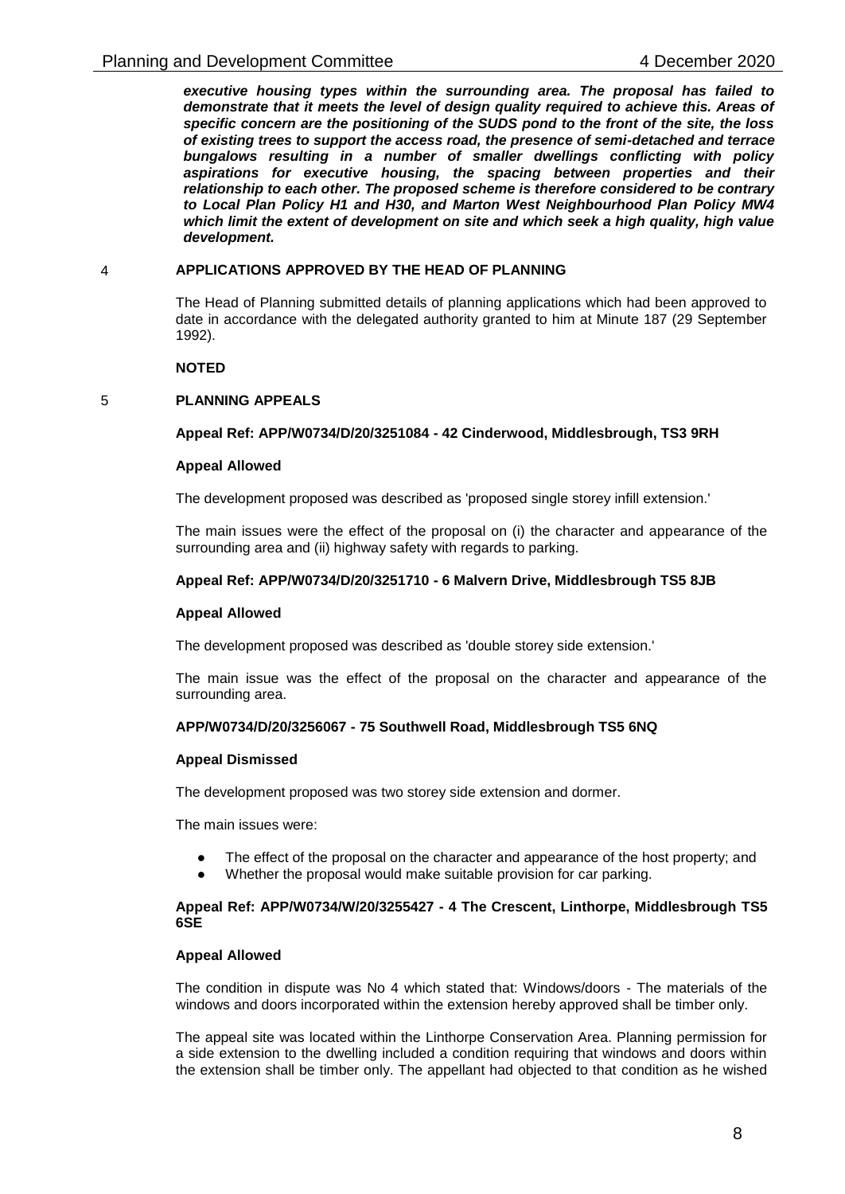***executive housing types within the surrounding area. The proposal has failed to demonstrate that it meets the level of design quality required to achieve this. Areas of specific concern are the positioning of the SUDS pond to the front of the site, the loss of existing trees to support the access road, the presence of semi-detached and terrace bungalows resulting in a number of smaller dwellings conflicting with policy aspirations for executive housing, the spacing between properties and their relationship to each other. The proposed scheme is therefore considered to be contrary to Local Plan Policy H1 and H30, and Marton West Neighbourhood Plan Policy MW4 which limit the extent of development on site and which seek a high quality, high value development.***

## 4 APPLICATIONS APPROVED BY THE HEAD OF PLANNING

The Head of Planning submitted details of planning applications which had been approved to date in accordance with the delegated authority granted to him at Minute 187 (29 September 1992).

**NOTED**

## 5 PLANNING APPEALS

**Appeal Ref: APP/W0734/D/20/3251084 - 42 Cinderwood, Middlesbrough, TS3 9RH**

**Appeal Allowed**

The development proposed was described as 'proposed single storey infill extension.'

The main issues were the effect of the proposal on (i) the character and appearance of the surrounding area and (ii) highway safety with regards to parking.

**Appeal Ref: APP/W0734/D/20/3251710 - 6 Malvern Drive, Middlesbrough TS5 8JB**

**Appeal Allowed**

The development proposed was described as 'double storey side extension.'

The main issue was the effect of the proposal on the character and appearance of the surrounding area.

**APP/W0734/D/20/3256067 - 75 Southwell Road, Middlesbrough TS5 6NQ**

**Appeal Dismissed**

The development proposed was two storey side extension and dormer.

The main issues were:

- The effect of the proposal on the character and appearance of the host property; and
- Whether the proposal would make suitable provision for car parking.

**Appeal Ref: APP/W0734/W/20/3255427 - 4 The Crescent, Linthorpe, Middlesbrough TS5 6SE**

**Appeal Allowed**

The condition in dispute was No 4 which stated that: Windows/doors - The materials of the windows and doors incorporated within the extension hereby approved shall be timber only.

The appeal site was located within the Linthorpe Conservation Area. Planning permission for a side extension to the dwelling included a condition requiring that windows and doors within the extension shall be timber only. The appellant had objected to that condition as he wished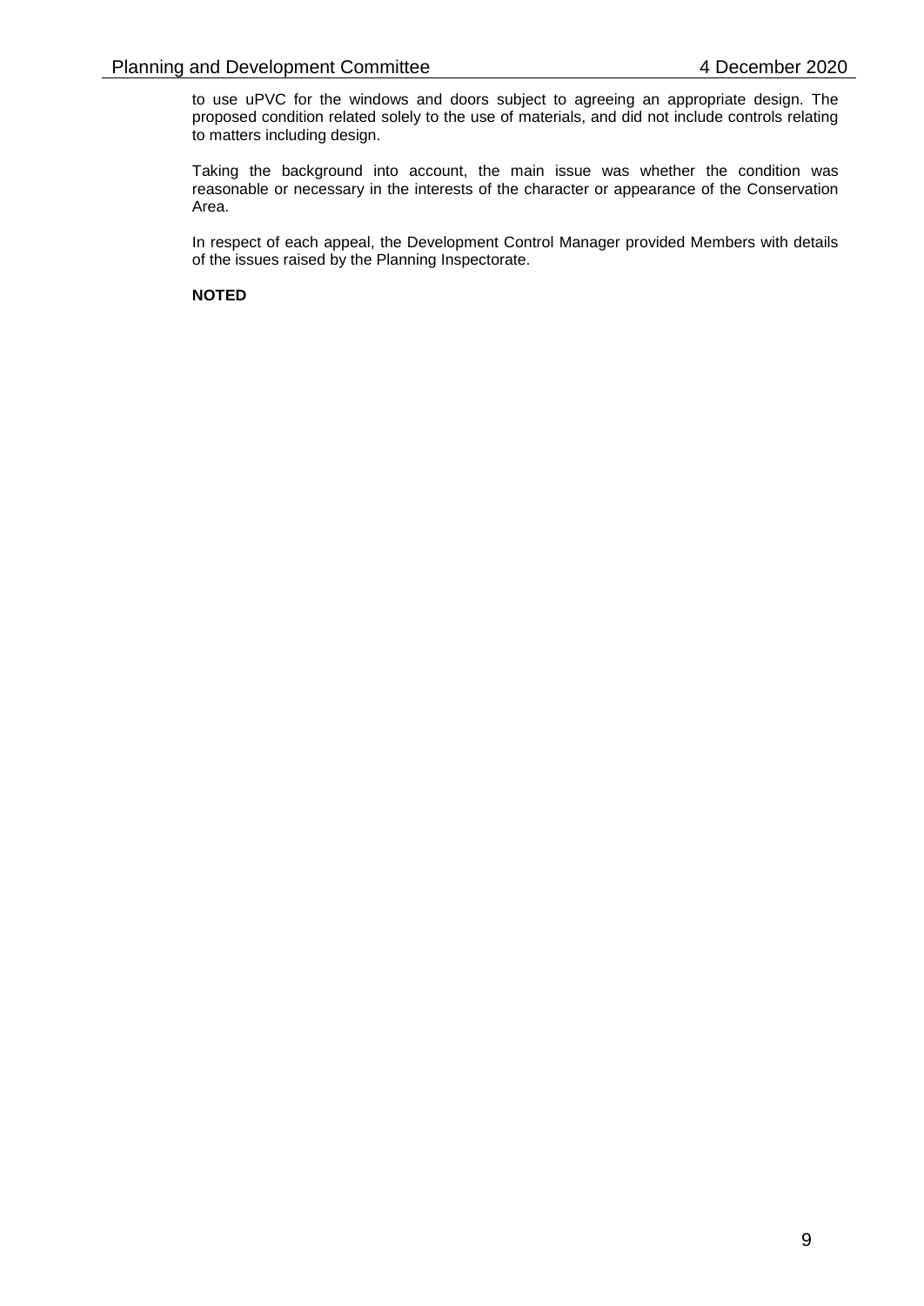to use uPVC for the windows and doors subject to agreeing an appropriate design. The proposed condition related solely to the use of materials, and did not include controls relating to matters including design.

Taking the background into account, the main issue was whether the condition was reasonable or necessary in the interests of the character or appearance of the Conservation Area.

In respect of each appeal, the Development Control Manager provided Members with details of the issues raised by the Planning Inspectorate.

**NOTED**